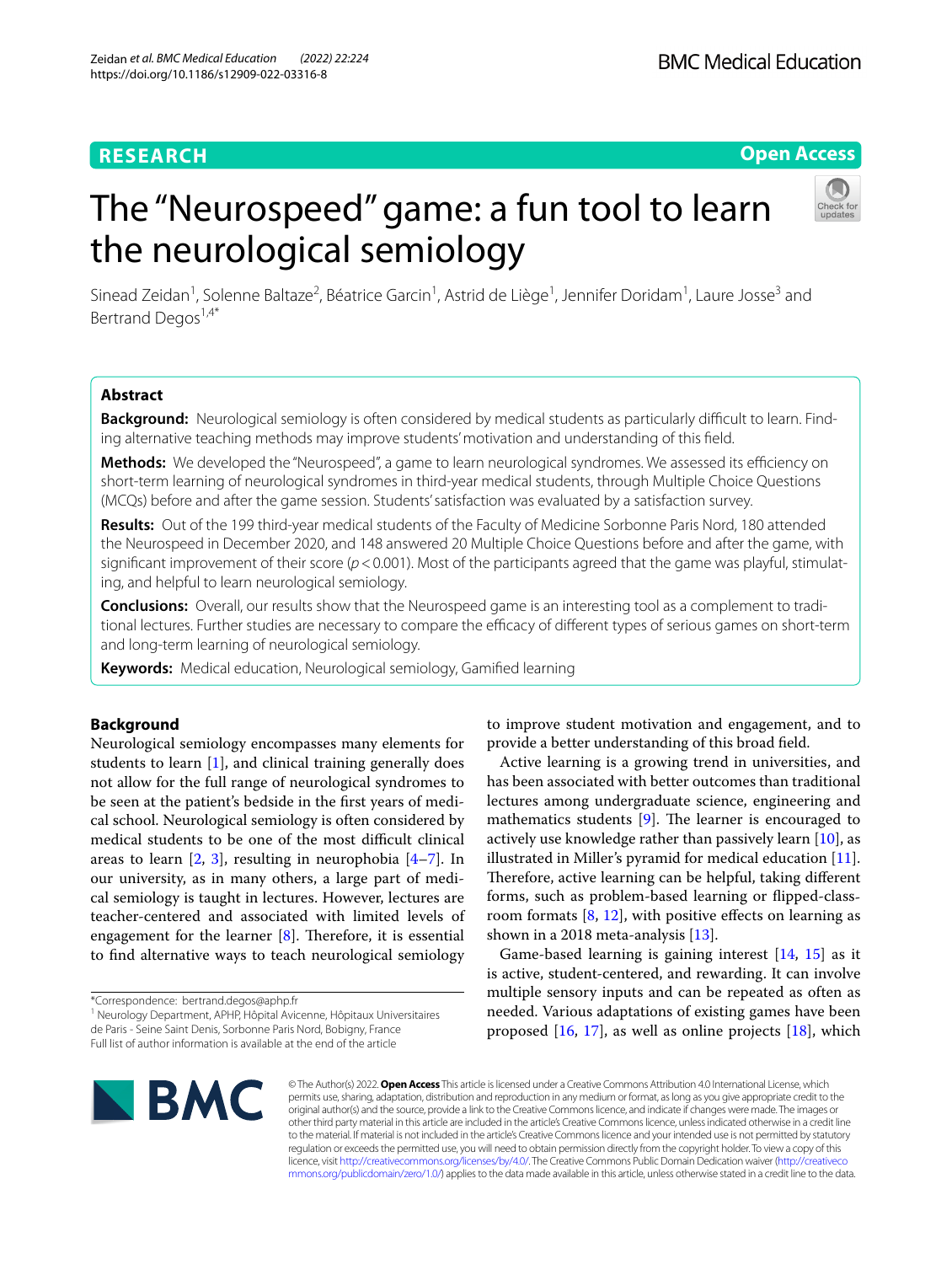RESEARCH

Open Access

# The "Neurospeed" game: a fun tool to learn the neurological semiology

Sinead Zeidan[1], Solenne Baltaze[2], Béatrice Garcin[1], Astrid de Liège[1], Jennifer Doridam[1], Laure Josse[3] and Bertrand Degos[1,4*]

## Abstract

**Background:** Neurological semiology is often considered by medical students as particularly difficult to learn. Finding alternative teaching methods may improve students' motivation and understanding of this field.

**Methods:** We developed the "Neurospeed", a game to learn neurological syndromes. We assessed its efficiency on short-term learning of neurological syndromes in third-year medical students, through Multiple Choice Questions (MCQs) before and after the game session. Students' satisfaction was evaluated by a satisfaction survey.

**Results:** Out of the 199 third-year medical students of the Faculty of Medicine Sorbonne Paris Nord, 180 attended the Neurospeed in December 2020, and 148 answered 20 Multiple Choice Questions before and after the game, with significant improvement of their score ($p < 0.001$). Most of the participants agreed that the game was playful, stimulating, and helpful to learn neurological semiology.

**Conclusions:** Overall, our results show that the Neurospeed game is an interesting tool as a complement to traditional lectures. Further studies are necessary to compare the efficacy of different types of serious games on short-term and long-term learning of neurological semiology.

**Keywords:** Medical education, Neurological semiology, Gamified learning

## Background

Neurological semiology encompasses many elements for students to learn [1], and clinical training generally does not allow for the full range of neurological syndromes to be seen at the patient's bedside in the first years of medical school. Neurological semiology is often considered by medical students to be one of the most difficult clinical areas to learn [2, 3], resulting in neurophobia [4–7]. In our university, as in many others, a large part of medical semiology is taught in lectures. However, lectures are teacher-centered and associated with limited levels of engagement for the learner [8]. Therefore, it is essential to find alternative ways to teach neurological semiology to improve student motivation and engagement, and to provide a better understanding of this broad field.

Active learning is a growing trend in universities, and has been associated with better outcomes than traditional lectures among undergraduate science, engineering and mathematics students [9]. The learner is encouraged to actively use knowledge rather than passively learn [10], as illustrated in Miller's pyramid for medical education [11]. Therefore, active learning can be helpful, taking different forms, such as problem-based learning or flipped-classroom formats [8, 12], with positive effects on learning as shown in a 2018 meta-analysis [13].

Game-based learning is gaining interest [14, 15] as it is active, student-centered, and rewarding. It can involve multiple sensory inputs and can be repeated as often as needed. Various adaptations of existing games have been proposed [16, 17], as well as online projects [18], which

*Correspondence: bertrand.degos@aphp.fr

[1] Neurology Department, APHP, Hôpital Avicenne, Hôpitaux Universitaires de Paris - Seine Saint Denis, Sorbonne Paris Nord, Bobigny, France

Full list of author information is available at the end of the article

© The Author(s) 2022. **Open Access** This article is licensed under a Creative Commons Attribution 4.0 International License, which permits use, sharing, adaptation, distribution and reproduction in any medium or format, as long as you give appropriate credit to the original author(s) and the source, provide a link to the Creative Commons licence, and indicate if changes were made. The images or other third party material in this article are included in the article's Creative Commons licence, unless indicated otherwise in a credit line to the material. If material is not included in the article's Creative Commons licence and your intended use is not permitted by statutory regulation or exceeds the permitted use, you will need to obtain permission directly from the copyright holder. To view a copy of this licence, visit http://creativecommons.org/licenses/by/4.0/. The Creative Commons Public Domain Dedication waiver (http://creativecommons.org/publicdomain/zero/1.0/) applies to the data made available in this article, unless otherwise stated in a credit line to the data.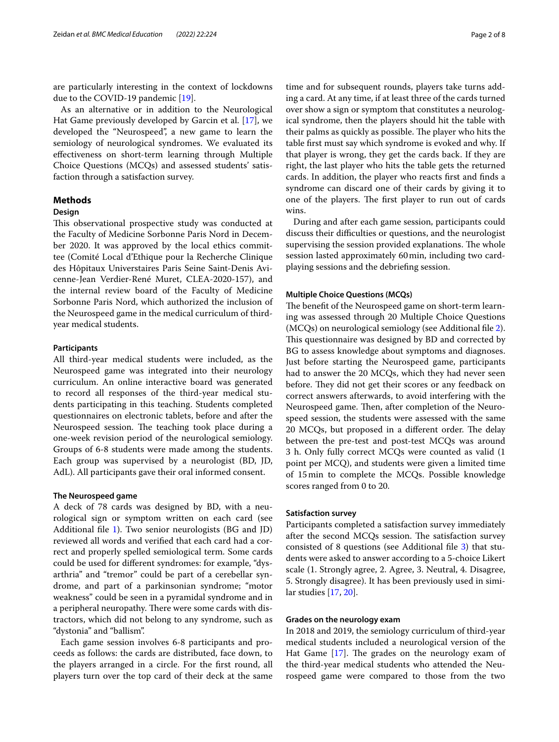are particularly interesting in the context of lockdowns due to the COVID-19 pandemic [19].

As an alternative or in addition to the Neurological Hat Game previously developed by Garcin et al. [17], we developed the "Neurospeed", a new game to learn the semiology of neurological syndromes. We evaluated its effectiveness on short-term learning through Multiple Choice Questions (MCQs) and assessed students' satisfaction through a satisfaction survey.

## Methods

### Design

This observational prospective study was conducted at the Faculty of Medicine Sorbonne Paris Nord in December 2020. It was approved by the local ethics committee (Comité Local d'Ethique pour la Recherche Clinique des Hôpitaux Universitaires Paris Seine Saint-Denis Avicenne-Jean Verdier-René Muret, CLEA-2020-157), and the internal review board of the Faculty of Medicine Sorbonne Paris Nord, which authorized the inclusion of the Neurospeed game in the medical curriculum of third-year medical students.

#### Participants

All third-year medical students were included, as the Neurospeed game was integrated into their neurology curriculum. An online interactive board was generated to record all responses of the third-year medical students participating in this teaching. Students completed questionnaires on electronic tablets, before and after the Neurospeed session. The teaching took place during a one-week revision period of the neurological semiology. Groups of 6-8 students were made among the students. Each group was supervised by a neurologist (BD, JD, AdL). All participants gave their oral informed consent.

#### The Neurospeed game

A deck of 78 cards was designed by BD, with a neurological sign or symptom written on each card (see Additional file 1). Two senior neurologists (BG and JD) reviewed all words and verified that each card had a correct and properly spelled semiological term. Some cards could be used for different syndromes: for example, "dysarthria" and "tremor" could be part of a cerebellar syndrome, and part of a parkinsonian syndrome; "motor weakness" could be seen in a pyramidal syndrome and in a peripheral neuropathy. There were some cards with distractors, which did not belong to any syndrome, such as "dystonia" and "ballism".

Each game session involves 6-8 participants and proceeds as follows: the cards are distributed, face down, to the players arranged in a circle. For the first round, all players turn over the top card of their deck at the same time and for subsequent rounds, players take turns adding a card. At any time, if at least three of the cards turned over show a sign or symptom that constitutes a neurological syndrome, then the players should hit the table with their palms as quickly as possible. The player who hits the table first must say which syndrome is evoked and why. If that player is wrong, they get the cards back. If they are right, the last player who hits the table gets the returned cards. In addition, the player who reacts first and finds a syndrome can discard one of their cards by giving it to one of the players. The first player to run out of cards wins.

During and after each game session, participants could discuss their difficulties or questions, and the neurologist supervising the session provided explanations. The whole session lasted approximately 60 min, including two card-playing sessions and the debriefing session.

#### Multiple Choice Questions (MCQs)

The benefit of the Neurospeed game on short-term learning was assessed through 20 Multiple Choice Questions (MCQs) on neurological semiology (see Additional file 2). This questionnaire was designed by BD and corrected by BG to assess knowledge about symptoms and diagnoses. Just before starting the Neurospeed game, participants had to answer the 20 MCQs, which they had never seen before. They did not get their scores or any feedback on correct answers afterwards, to avoid interfering with the Neurospeed game. Then, after completion of the Neurospeed session, the students were assessed with the same 20 MCQs, but proposed in a different order. The delay between the pre-test and post-test MCQs was around 3 h. Only fully correct MCQs were counted as valid (1 point per MCQ), and students were given a limited time of 15 min to complete the MCQs. Possible knowledge scores ranged from 0 to 20.

#### Satisfaction survey

Participants completed a satisfaction survey immediately after the second MCQs session. The satisfaction survey consisted of 8 questions (see Additional file 3) that students were asked to answer according to a 5-choice Likert scale (1. Strongly agree, 2. Agree, 3. Neutral, 4. Disagree, 5. Strongly disagree). It has been previously used in similar studies [17, 20].

#### Grades on the neurology exam

In 2018 and 2019, the semiology curriculum of third-year medical students included a neurological version of the Hat Game [17]. The grades on the neurology exam of the third-year medical students who attended the Neurospeed game were compared to those from the two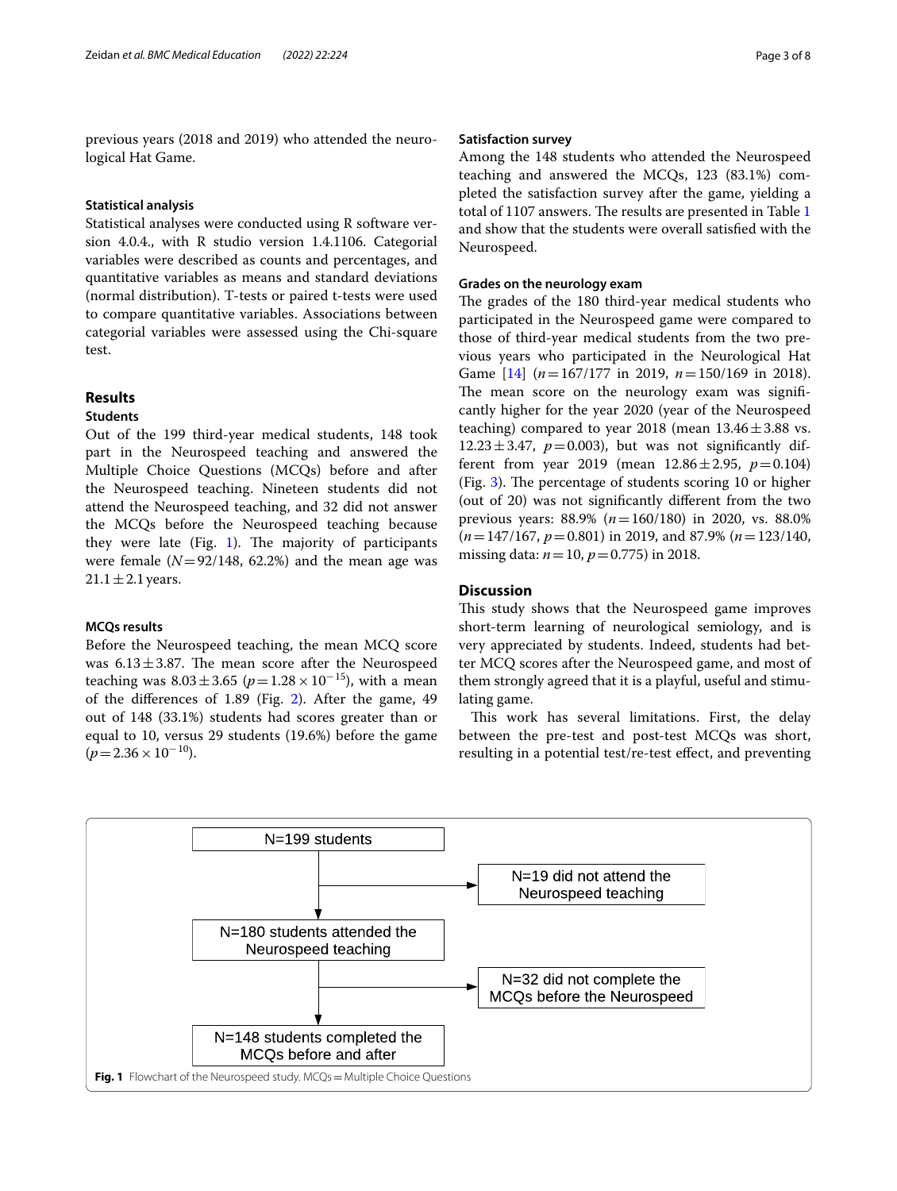previous years (2018 and 2019) who attended the neurological Hat Game.

### Statistical analysis

Statistical analyses were conducted using R software version 4.0.4., with R studio version 1.4.1106. Categorial variables were described as counts and percentages, and quantitative variables as means and standard deviations (normal distribution). T-tests or paired t-tests were used to compare quantitative variables. Associations between categorial variables were assessed using the Chi-square test.

## Results

### Students

Out of the 199 third-year medical students, 148 took part in the Neurospeed teaching and answered the Multiple Choice Questions (MCQs) before and after the Neurospeed teaching. Nineteen students did not attend the Neurospeed teaching, and 32 did not answer the MCQs before the Neurospeed teaching because they were late (Fig. 1). The majority of participants were female ($N=92/148$, 62.2%) and the mean age was $21.1 \pm 2.1$ years.

### MCQs results

Before the Neurospeed teaching, the mean MCQ score was $6.13 \pm 3.87$. The mean score after the Neurospeed teaching was $8.03 \pm 3.65$ ($p = 1.28 \times 10^{-15}$), with a mean of the differences of 1.89 (Fig. 2). After the game, 49 out of 148 (33.1%) students had scores greater than or equal to 10, versus 29 students (19.6%) before the game ($p = 2.36 \times 10^{-10}$).

### Satisfaction survey

Among the 148 students who attended the Neurospeed teaching and answered the MCQs, 123 (83.1%) completed the satisfaction survey after the game, yielding a total of 1107 answers. The results are presented in Table 1 and show that the students were overall satisfied with the Neurospeed.

### Grades on the neurology exam

The grades of the 180 third-year medical students who participated in the Neurospeed game were compared to those of third-year medical students from the two previous years who participated in the Neurological Hat Game [14] ($n = 167/177$ in 2019, $n = 150/169$ in 2018). The mean score on the neurology exam was significantly higher for the year 2020 (year of the Neurospeed teaching) compared to year 2018 (mean $13.46 \pm 3.88$ vs. $12.23 \pm 3.47$, $p = 0.003$), but was not significantly different from year 2019 (mean $12.86 \pm 2.95$, $p = 0.104$) (Fig. 3). The percentage of students scoring 10 or higher (out of 20) was not significantly different from the two previous years: 88.9% ($n = 160/180$) in 2020, vs. 88.0% ($n = 147/167$, $p = 0.801$) in 2019, and 87.9% ($n = 123/140$, missing data: $n = 10$, $p = 0.775$) in 2018.

## Discussion

This study shows that the Neurospeed game improves short-term learning of neurological semiology, and is very appreciated by students. Indeed, students had better MCQ scores after the Neurospeed game, and most of them strongly agreed that it is a playful, useful and stimulating game.

This work has several limitations. First, the delay between the pre-test and post-test MCQs was short, resulting in a potential test/re-test effect, and preventing

N=199 students

N=19 did not attend the Neurospeed teaching

N=180 students attended the Neurospeed teaching

N=32 did not complete the MCQs before the Neurospeed

N=148 students completed the MCQs before and after

**Fig. 1** Flowchart of the Neurospeed study. MCQs = Multiple Choice Questions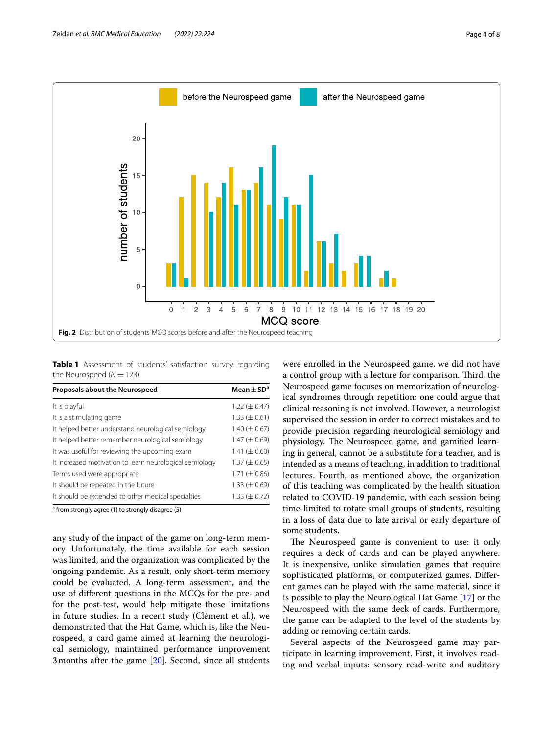before the Neurospeed game
after the Neurospeed game

number of students

20
15
10
5
0

0 1 2 3 4 5 6 7 8 9 10 11 12 13 14 15 16 17 18 19 20

MCQ score

**Fig. 2** Distribution of students' MCQ scores before and after the Neurospeed teaching

**Table 1** Assessment of students' satisfaction survey regarding the Neurospeed ($N = 123$)

| Proposals about the Neurospeed | Mean ± SD[a] |
|---|---|
| It is playful | 1.22 (± 0.47) |
| It is a stimulating game | 1.33 (± 0.61) |
| It helped better understand neurological semiology | 1.40 (± 0.67) |
| It helped better remember neurological semiology | 1.47 (± 0.69) |
| It was useful for reviewing the upcoming exam | 1.41 (± 0.60) |
| It increased motivation to learn neurological semiology | 1.37 (± 0.65) |
| Terms used were appropriate | 1.71 (± 0.86) |
| It should be repeated in the future | 1.33 (± 0.69) |
| It should be extended to other medical specialties | 1.33 (± 0.72) |

[a] from strongly agree (1) to strongly disagree (5)

any study of the impact of the game on long-term memory. Unfortunately, the time available for each session was limited, and the organization was complicated by the ongoing pandemic. As a result, only short-term memory could be evaluated. A long-term assessment, and the use of different questions in the MCQs for the pre- and for the post-test, would help mitigate these limitations in future studies. In a recent study (Clément et al.), we demonstrated that the Hat Game, which is, like the Neurospeed, a card game aimed at learning the neurological semiology, maintained performance improvement 3 months after the game [20]. Second, since all students were enrolled in the Neurospeed game, we did not have a control group with a lecture for comparison. Third, the Neurospeed game focuses on memorization of neurological syndromes through repetition: one could argue that clinical reasoning is not involved. However, a neurologist supervised the session in order to correct mistakes and to provide precision regarding neurological semiology and physiology. The Neurospeed game, and gamified learning in general, cannot be a substitute for a teacher, and is intended as a means of teaching, in addition to traditional lectures. Fourth, as mentioned above, the organization of this teaching was complicated by the health situation related to COVID-19 pandemic, with each session being time-limited to rotate small groups of students, resulting in a loss of data due to late arrival or early departure of some students.

The Neurospeed game is convenient to use: it only requires a deck of cards and can be played anywhere. It is inexpensive, unlike simulation games that require sophisticated platforms, or computerized games. Different games can be played with the same material, since it is possible to play the Neurological Hat Game [17] or the Neurospeed with the same deck of cards. Furthermore, the game can be adapted to the level of the students by adding or removing certain cards.

Several aspects of the Neurospeed game may participate in learning improvement. First, it involves reading and verbal inputs: sensory read-write and auditory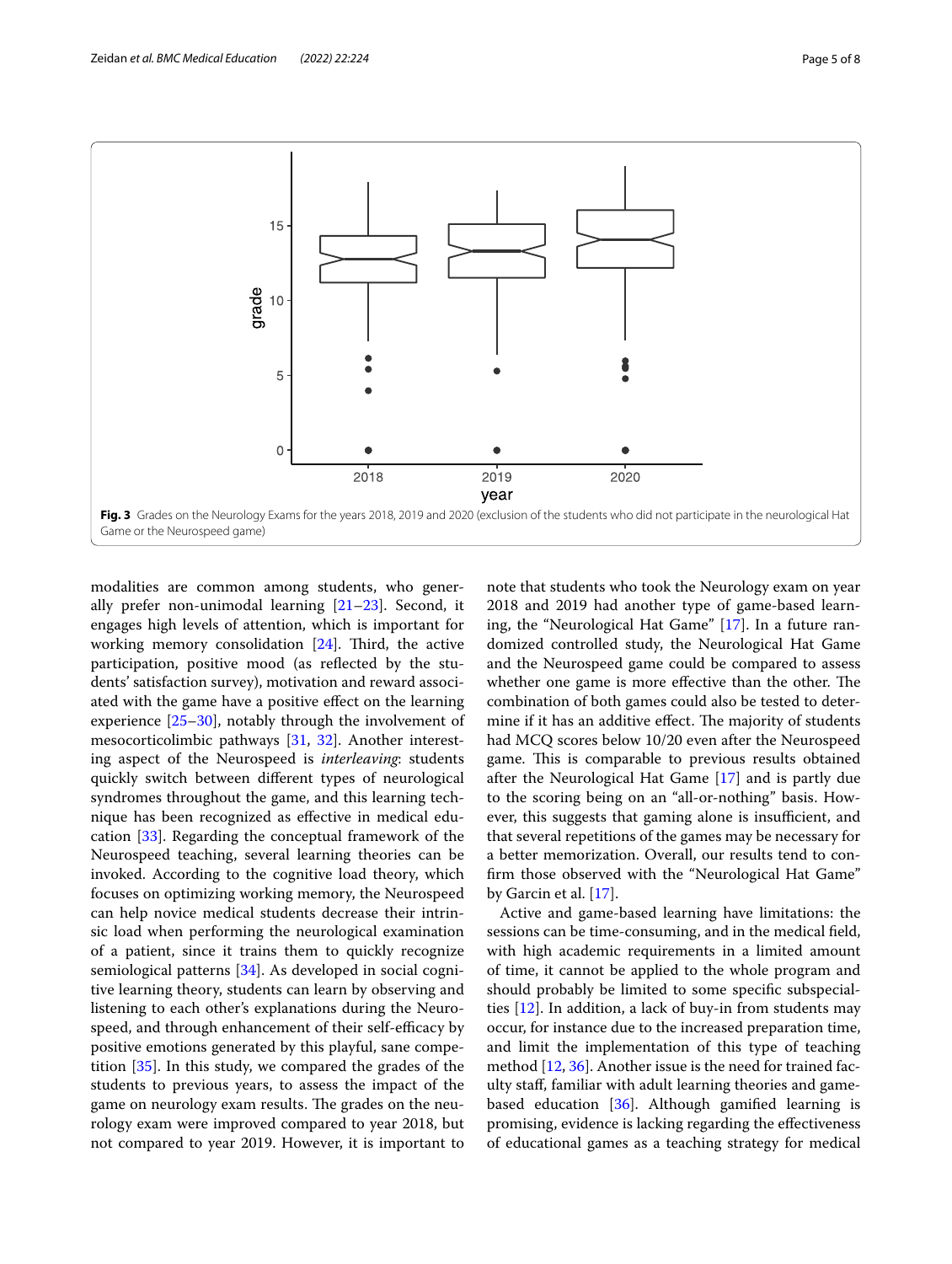grade

15

10

5

0

2018

2019

2020

year

**Fig. 3** Grades on the Neurology Exams for the years 2018, 2019 and 2020 (exclusion of the students who did not participate in the neurological Hat Game or the Neurospeed game)

modalities are common among students, who generally prefer non-unimodal learning [21–23]. Second, it engages high levels of attention, which is important for working memory consolidation [24]. Third, the active participation, positive mood (as reflected by the students' satisfaction survey), motivation and reward associated with the game have a positive effect on the learning experience [25–30], notably through the involvement of mesocorticolimbic pathways [31, 32]. Another interesting aspect of the Neurospeed is *interleaving*: students quickly switch between different types of neurological syndromes throughout the game, and this learning technique has been recognized as effective in medical education [33]. Regarding the conceptual framework of the Neurospeed teaching, several learning theories can be invoked. According to the cognitive load theory, which focuses on optimizing working memory, the Neurospeed can help novice medical students decrease their intrinsic load when performing the neurological examination of a patient, since it trains them to quickly recognize semiological patterns [34]. As developed in social cognitive learning theory, students can learn by observing and listening to each other's explanations during the Neurospeed, and through enhancement of their self-efficacy by positive emotions generated by this playful, sane competition [35]. In this study, we compared the grades of the students to previous years, to assess the impact of the game on neurology exam results. The grades on the neurology exam were improved compared to year 2018, but not compared to year 2019. However, it is important to note that students who took the Neurology exam on year 2018 and 2019 had another type of game-based learning, the "Neurological Hat Game" [17]. In a future randomized controlled study, the Neurological Hat Game and the Neurospeed game could be compared to assess whether one game is more effective than the other. The combination of both games could also be tested to determine if it has an additive effect. The majority of students had MCQ scores below 10/20 even after the Neurospeed game. This is comparable to previous results obtained after the Neurological Hat Game [17] and is partly due to the scoring being on an "all-or-nothing" basis. However, this suggests that gaming alone is insufficient, and that several repetitions of the games may be necessary for a better memorization. Overall, our results tend to confirm those observed with the "Neurological Hat Game" by Garcin et al. [17].

Active and game-based learning have limitations: the sessions can be time-consuming, and in the medical field, with high academic requirements in a limited amount of time, it cannot be applied to the whole program and should probably be limited to some specific subspecialties [12]. In addition, a lack of buy-in from students may occur, for instance due to the increased preparation time, and limit the implementation of this type of teaching method [12, 36]. Another issue is the need for trained faculty staff, familiar with adult learning theories and game-based education [36]. Although gamified learning is promising, evidence is lacking regarding the effectiveness of educational games as a teaching strategy for medical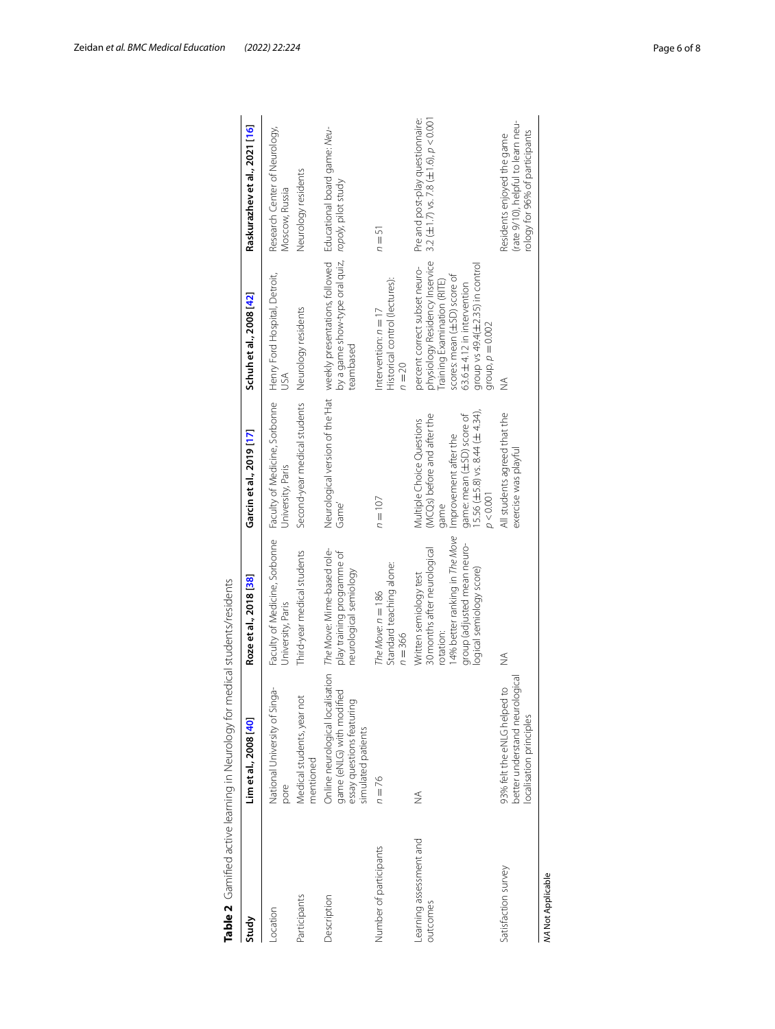**Table 2** Gamified active learning in Neurology for medical students/residents

| Study | Lim et al., 2008 [40] | Roze et al., 2018 [38] | Garcin et al., 2019 [17] | Schuh et al., 2008 [42] | Raskurazhev et al., 2021 [16] |
|---|---|---|---|---|---|
| Location | National University of Singapore | Faculty of Medicine, Sorbonne University, Paris | Faculty of Medicine, Sorbonne University, Paris | Henry Ford Hospital, Detroit, USA | Research Center of Neurology, Moscow, Russia |
| Participants | Medical students, year not mentioned | Third-year medical students | Second-year medical students | Neurology residents | Neurology residents |
| Description | Online neurological localisation game (eNLG) with modified essay questions featuring simulated patients | *The Move*: Mime-based role-play training programme of neurological semiology | Neurological version of the 'Hat Game' | weekly presentations, followed by a game show-type oral quiz, teambased | Educational board game: *Neuropoly*, pilot study |
| Number of participants | $n = 76$ | *The Move*: $n = 186$<br>Standard teaching alone: $n = 366$ | $n = 107$ | Intervention: $n = 17$<br>Historical control (lectures): $n = 20$ | $n = 51$ |
| Learning assessment and outcomes | NA | Written semiology test 30 months after neurological rotation:<br>14% better ranking in *The Move* group (adjusted mean neurological semiology score) | Multiple Choice Questions (MCQs) before and after the game<br>Improvement after the game: mean (±SD) score of 15.56 (±5.8) vs. 8.44 (±4.34), $p < 0.001$ | percent correct subset neurophysiology Residency Inservice Training Examination (RITE) scores: mean (±SD) score of 63.6 ± 4.12 in intervention group vs 49.4(±2.35) in control group, $p = 0.002$ | Pre and post-play questionnaire: 3.2 (±1.7) vs. 7.8 (±1.6), $p < 0.001$ |
| Satisfaction survey | 93% felt the eNLG helped to better understand neurological localisation principles | NA | All students agreed that the exercise was playful | NA | Residents enjoyed the game (rate 9/10), helpful to learn neurology for 96% of participants |

*NA* Not Applicable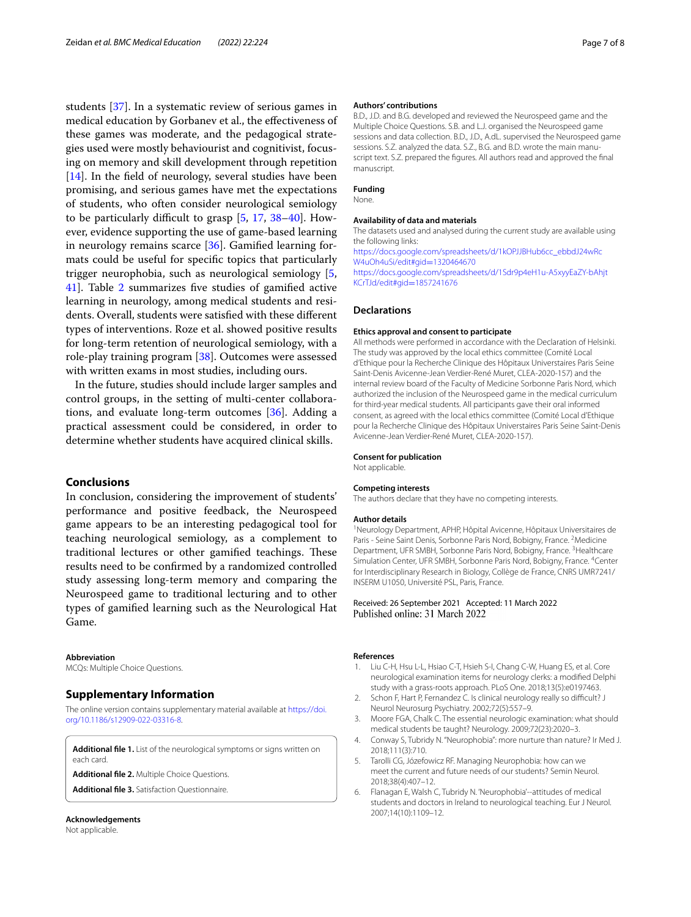students [37]. In a systematic review of serious games in medical education by Gorbanev et al., the effectiveness of these games was moderate, and the pedagogical strategies used were mostly behaviourist and cognitivist, focusing on memory and skill development through repetition [14]. In the field of neurology, several studies have been promising, and serious games have met the expectations of students, who often consider neurological semiology to be particularly difficult to grasp [5, 17, 38–40]. However, evidence supporting the use of game-based learning in neurology remains scarce [36]. Gamified learning formats could be useful for specific topics that particularly trigger neurophobia, such as neurological semiology [5, 41]. Table 2 summarizes five studies of gamified active learning in neurology, among medical students and residents. Overall, students were satisfied with these different types of interventions. Roze et al. showed positive results for long-term retention of neurological semiology, with a role-play training program [38]. Outcomes were assessed with written exams in most studies, including ours.

In the future, studies should include larger samples and control groups, in the setting of multi-center collaborations, and evaluate long-term outcomes [36]. Adding a practical assessment could be considered, in order to determine whether students have acquired clinical skills.

## Conclusions

In conclusion, considering the improvement of students' performance and positive feedback, the Neurospeed game appears to be an interesting pedagogical tool for teaching neurological semiology, as a complement to traditional lectures or other gamified teachings. These results need to be confirmed by a randomized controlled study assessing long-term memory and comparing the Neurospeed game to traditional lecturing and to other types of gamified learning such as the Neurological Hat Game.

### Abbreviation

MCQs: Multiple Choice Questions.

## Supplementary Information

The online version contains supplementary material available at https://doi.org/10.1186/s12909-022-03316-8.

**Additional file 1.** List of the neurological symptoms or signs written on each card.

**Additional file 2.** Multiple Choice Questions.

**Additional file 3.** Satisfaction Questionnaire.

### Acknowledgements

Not applicable.

### Authors' contributions

B.D., J.D. and B.G. developed and reviewed the Neurospeed game and the Multiple Choice Questions. S.B. and L.J. organised the Neurospeed game sessions and data collection. B.D., J.D., A.dL. supervised the Neurospeed game sessions. S.Z. analyzed the data. S.Z., B.G. and B.D. wrote the main manuscript text. S.Z. prepared the figures. All authors read and approved the final manuscript.

### Funding

None.

### Availability of data and materials

The datasets used and analysed during the current study are available using the following links:
https://docs.google.com/spreadsheets/d/1kOPJJBHub6cc_ebbdJ24wRcW4uOh4uSi/edit#gid=1320464670
https://docs.google.com/spreadsheets/d/1Sdr9p4eH1u-A5xyyEaZY-bAhjtKCrTJd/edit#gid=1857241676

## Declarations

### Ethics approval and consent to participate

All methods were performed in accordance with the Declaration of Helsinki. The study was approved by the local ethics committee (Comité Local d'Ethique pour la Recherche Clinique des Hôpitaux Universitaires Paris Seine Saint-Denis Avicenne-Jean Verdier-René Muret, CLEA-2020-157) and the internal review board of the Faculty of Medicine Sorbonne Paris Nord, which authorized the inclusion of the Neurospeed game in the medical curriculum for third-year medical students. All participants gave their oral informed consent, as agreed with the local ethics committee (Comité Local d'Ethique pour la Recherche Clinique des Hôpitaux Universitaires Paris Seine Saint-Denis Avicenne-Jean Verdier-René Muret, CLEA-2020-157).

### Consent for publication

Not applicable.

### Competing interests

The authors declare that they have no competing interests.

### Author details

[1]Neurology Department, APHP, Hôpital Avicenne, Hôpitaux Universitaires de Paris - Seine Saint Denis, Sorbonne Paris Nord, Bobigny, France. [2]Medicine Department, UFR SMBH, Sorbonne Paris Nord, Bobigny, France. [3]Healthcare Simulation Center, UFR SMBH, Sorbonne Paris Nord, Bobigny, France. [4]Center for Interdisciplinary Research in Biology, Collège de France, CNRS UMR7241/INSERM U1050, Université PSL, Paris, France.

Received: 26 September 2021 Accepted: 11 March 2022
Published online: 31 March 2022

### References

1. Liu C-H, Hsu L-L, Hsiao C-T, Hsieh S-I, Chang C-W, Huang ES, et al. Core neurological examination items for neurology clerks: a modified Delphi study with a grass-roots approach. PLoS One. 2018;13(5):e0197463.
2. Schon F, Hart P, Fernandez C. Is clinical neurology really so difficult? J Neurol Neurosurg Psychiatry. 2002;72(5):557–9.
3. Moore FGA, Chalk C. The essential neurologic examination: what should medical students be taught? Neurology. 2009;72(23):2020–3.
4. Conway S, Tubridy N. "Neurophobia": more nurture than nature? Ir Med J. 2018;111(3):710.
5. Tarolli CG, Józefowicz RF. Managing Neurophobia: how can we meet the current and future needs of our students? Semin Neurol. 2018;38(4):407–12.
6. Flanagan E, Walsh C, Tubridy N. 'Neurophobia'--attitudes of medical students and doctors in Ireland to neurological teaching. Eur J Neurol. 2007;14(10):1109–12.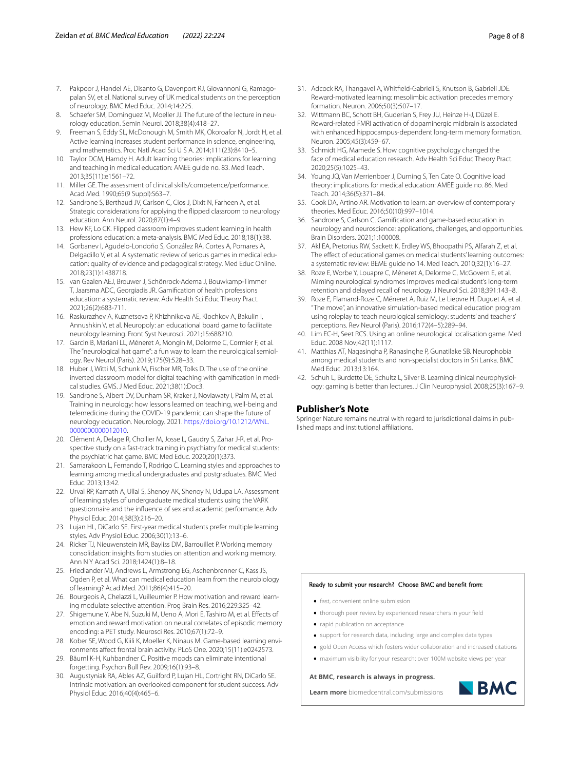7. Pakpoor J, Handel AE, Disanto G, Davenport RJ, Giovannoni G, Ramagopalan SV, et al. National survey of UK medical students on the perception of neurology. BMC Med Educ. 2014;14:225.
8. Schaefer SM, Dominguez M, Moeller JJ. The future of the lecture in neurology education. Semin Neurol. 2018;38(4):418–27.
9. Freeman S, Eddy SL, McDonough M, Smith MK, Okoroafor N, Jordt H, et al. Active learning increases student performance in science, engineering, and mathematics. Proc Natl Acad Sci U S A. 2014;111(23):8410–5.
10. Taylor DCM, Hamdy H. Adult learning theories: implications for learning and teaching in medical education: AMEE guide no. 83. Med Teach. 2013;35(11):e1561–72.
11. Miller GE. The assessment of clinical skills/competence/performance. Acad Med. 1990;65(9 Suppl):S63–7.
12. Sandrone S, Berthaud JV, Carlson C, Cios J, Dixit N, Farheen A, et al. Strategic considerations for applying the flipped classroom to neurology education. Ann Neurol. 2020;87(1):4–9.
13. Hew KF, Lo CK. Flipped classroom improves student learning in health professions education: a meta-analysis. BMC Med Educ. 2018;18(1):38.
14. Gorbanev I, Agudelo-Londoño S, González RA, Cortes A, Pomares A, Delgadillo V, et al. A systematic review of serious games in medical education: quality of evidence and pedagogical strategy. Med Educ Online. 2018;23(1):1438718.
15. van Gaalen AEJ, Brouwer J, Schönrock-Adema J, Bouwkamp-Timmer T, Jaarsma ADC, Georgiadis JR. Gamification of health professions education: a systematic review. Adv Health Sci Educ Theory Pract. 2021;26(2):683-711.
16. Raskurazhev A, Kuznetsova P, Khizhnikova AE, Klochkov A, Bakulin I, Annushkin V, et al. Neuropoly: an educational board game to facilitate neurology learning. Front Syst Neurosci. 2021;15:688210.
17. Garcin B, Mariani LL, Méneret A, Mongin M, Delorme C, Cormier F, et al. The "neurological hat game": a fun way to learn the neurological semiology. Rev Neurol (Paris). 2019;175(9):528–33.
18. Huber J, Witti M, Schunk M, Fischer MR, Tolks D. The use of the online inverted classroom model for digital teaching with gamification in medical studies. GMS. J Med Educ. 2021;38(1):Doc3.
19. Sandrone S, Albert DV, Dunham SR, Kraker J, Noviawaty I, Palm M, et al. Training in neurology: how lessons learned on teaching, well-being and telemedicine during the COVID-19 pandemic can shape the future of neurology education. Neurology. 2021. https://doi.org/10.1212/WNL.0000000000012010.
20. Clément A, Delage R, Chollier M, Josse L, Gaudry S, Zahar J-R, et al. Prospective study on a fast-track training in psychiatry for medical students: the psychiatric hat game. BMC Med Educ. 2020;20(1):373.
21. Samarakoon L, Fernando T, Rodrigo C. Learning styles and approaches to learning among medical undergraduates and postgraduates. BMC Med Educ. 2013;13:42.
22. Urval RP, Kamath A, Ullal S, Shenoy AK, Shenoy N, Udupa LA. Assessment of learning styles of undergraduate medical students using the VARK questionnaire and the influence of sex and academic performance. Adv Physiol Educ. 2014;38(3):216–20.
23. Lujan HL, DiCarlo SE. First-year medical students prefer multiple learning styles. Adv Physiol Educ. 2006;30(1):13–6.
24. Ricker TJ, Nieuwenstein MR, Bayliss DM, Barrouillet P. Working memory consolidation: insights from studies on attention and working memory. Ann N Y Acad Sci. 2018;1424(1):8–18.
25. Friedlander MJ, Andrews L, Armstrong EG, Aschenbrenner C, Kass JS, Ogden P, et al. What can medical education learn from the neurobiology of learning? Acad Med. 2011;86(4):415–20.
26. Bourgeois A, Chelazzi L, Vuilleumier P. How motivation and reward learning modulate selective attention. Prog Brain Res. 2016;229:325–42.
27. Shigemune Y, Abe N, Suzuki M, Ueno A, Mori E, Tashiro M, et al. Effects of emotion and reward motivation on neural correlates of episodic memory encoding: a PET study. Neurosci Res. 2010;67(1):72–9.
28. Kober SE, Wood G, Kiili K, Moeller K, Ninaus M. Game-based learning environments affect frontal brain activity. PLoS One. 2020;15(11):e0242573.
29. Bäuml K-H, Kuhbandner C. Positive moods can eliminate intentional forgetting. Psychon Bull Rev. 2009;16(1):93–8.
30. Augustyniak RA, Ables AZ, Guilford P, Lujan HL, Cortright RN, DiCarlo SE. Intrinsic motivation: an overlooked component for student success. Adv Physiol Educ. 2016;40(4):465–6.
31. Adcock RA, Thangavel A, Whitfield-Gabrieli S, Knutson B, Gabrieli JDE. Reward-motivated learning: mesolimbic activation precedes memory formation. Neuron. 2006;50(3):507–17.
32. Wittmann BC, Schott BH, Guderian S, Frey JU, Heinze H-J, Düzel E. Reward-related FMRI activation of dopaminergic midbrain is associated with enhanced hippocampus-dependent long-term memory formation. Neuron. 2005;45(3):459–67.
33. Schmidt HG, Mamede S. How cognitive psychology changed the face of medical education research. Adv Health Sci Educ Theory Pract. 2020;25(5):1025–43.
34. Young JQ, Van Merrienboer J, Durning S, Ten Cate O. Cognitive load theory: implications for medical education: AMEE guide no. 86. Med Teach. 2014;36(5):371–84.
35. Cook DA, Artino AR. Motivation to learn: an overview of contemporary theories. Med Educ. 2016;50(10):997–1014.
36. Sandrone S, Carlson C. Gamification and game-based education in neurology and neuroscience: applications, challenges, and opportunities. Brain Disorders. 2021;1:100008.
37. Akl EA, Pretorius RW, Sackett K, Erdley WS, Bhoopathi PS, Alfarah Z, et al. The effect of educational games on medical students' learning outcomes: a systematic review: BEME guide no 14. Med Teach. 2010;32(1):16–27.
38. Roze E, Worbe Y, Louapre C, Méneret A, Delorme C, McGovern E, et al. Miming neurological syndromes improves medical student's long-term retention and delayed recall of neurology. J Neurol Sci. 2018;391:143–8.
39. Roze E, Flamand-Roze C, Méneret A, Ruiz M, Le Liepvre H, Duguet A, et al. "The move", an innovative simulation-based medical education program using roleplay to teach neurological semiology: students' and teachers' perceptions. Rev Neurol (Paris). 2016;172(4–5):289–94.
40. Lim EC-H, Seet RCS. Using an online neurological localisation game. Med Educ. 2008 Nov;42(11):1117.
41. Matthias AT, Nagasingha P, Ranasinghe P, Gunatilake SB. Neurophobia among medical students and non-specialist doctors in Sri Lanka. BMC Med Educ. 2013;13:164.
42. Schuh L, Burdette DE, Schultz L, Silver B. Learning clinical neurophysiology: gaming is better than lectures. J Clin Neurophysiol. 2008;25(3):167–9.

## Publisher's Note

Springer Nature remains neutral with regard to jurisdictional claims in published maps and institutional affiliations.